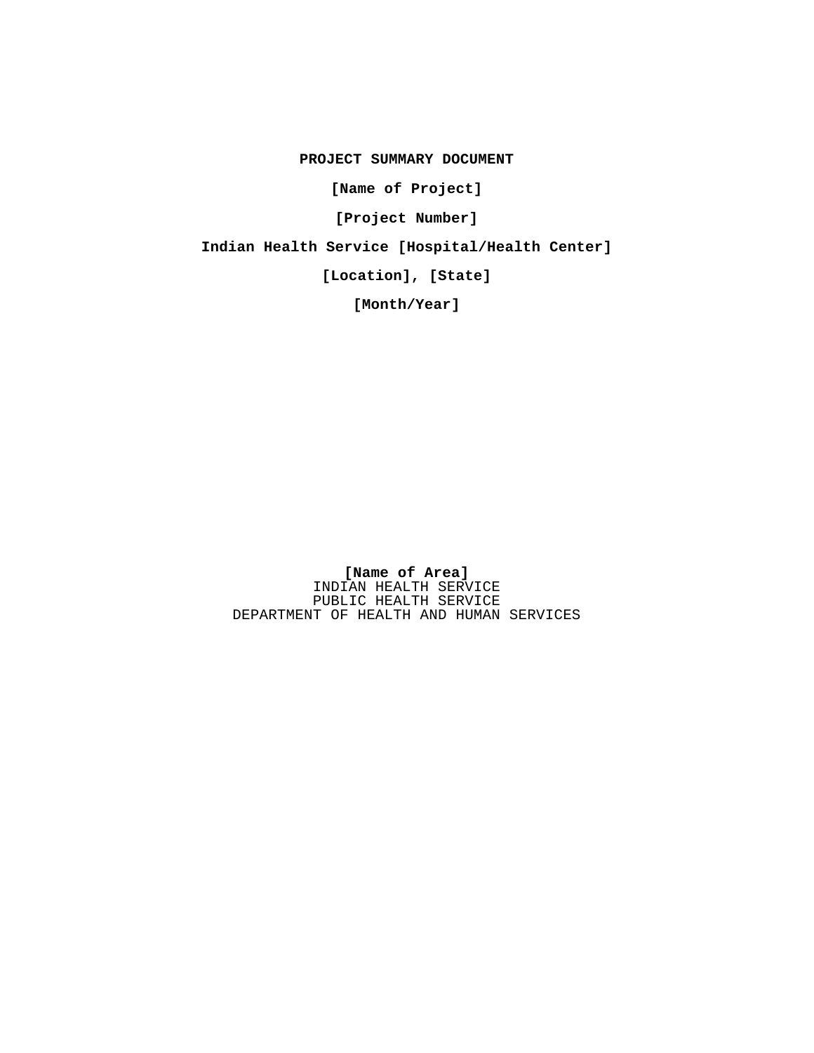**PROJECT SUMMARY DOCUMENT**

**[Name of Project]**

**[Project Number]**

**Indian Health Service [Hospital/Health Center]**

**[Location], [State]**

**[Month/Year]**

**[Name of Area]**
INDIAN HEALTH SERVICE
PUBLIC HEALTH SERVICE
DEPARTMENT OF HEALTH AND HUMAN SERVICES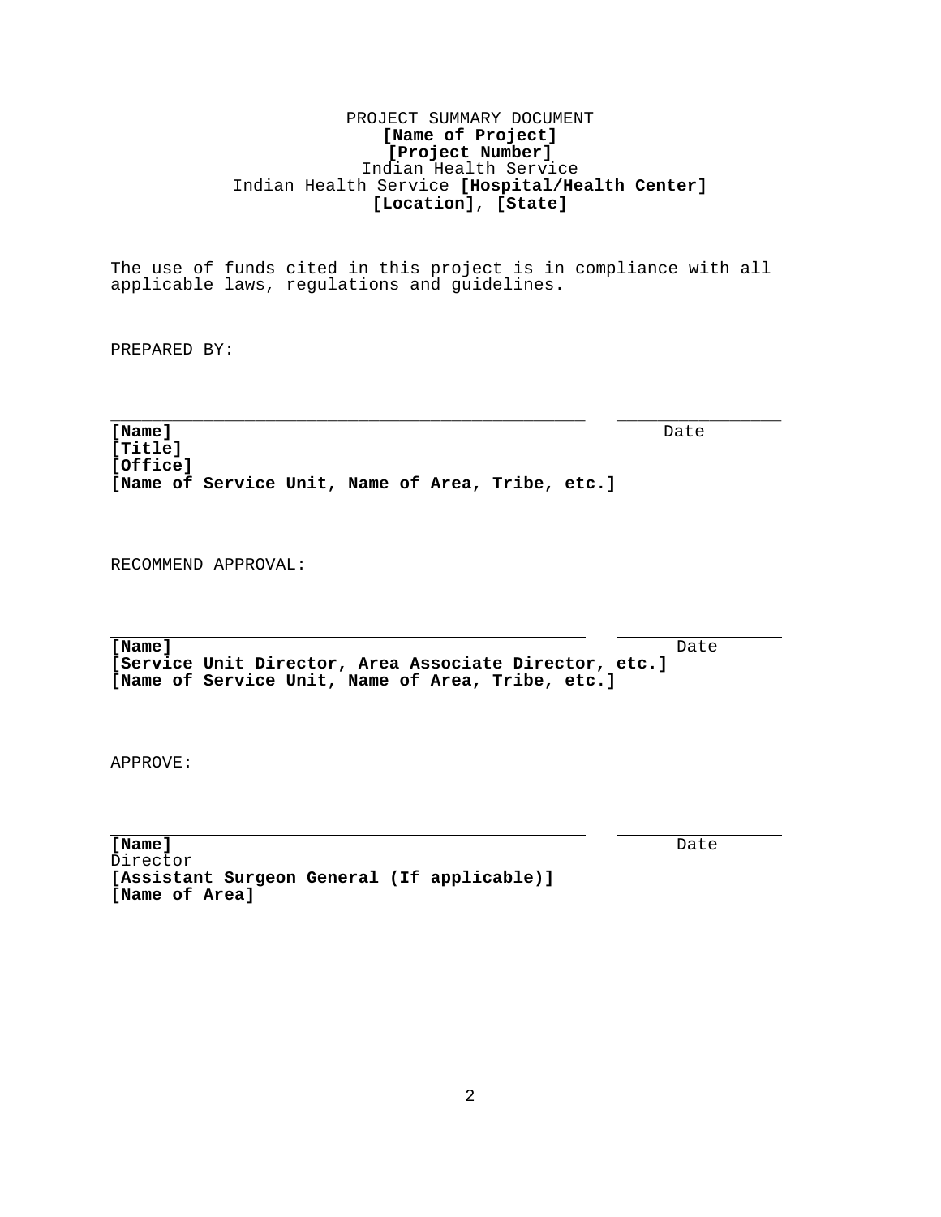PROJECT SUMMARY DOCUMENT
**[Name of Project]**
**[Project Number]**
Indian Health Service
Indian Health Service **[Hospital/Health Center]**
**[Location]**, **[State]**

The use of funds cited in this project is in compliance with all applicable laws, regulations and guidelines.

PREPARED BY:

\_\_\_\_\_\_\_\_\_\_\_\_\_\_\_\_\_\_\_\_\_\_\_\_\_\_\_\_\_\_\_\_\_\_\_\_\_\_\_\_\_\_\_\_ \_\_\_\_\_\_\_\_\_\_\_\_\_\_\_\_
**[Name]** Date
**[Title]**
**[Office]**
**[Name of Service Unit, Name of Area, Tribe, etc.]**

RECOMMEND APPROVAL:

\_\_\_\_\_\_\_\_\_\_\_\_\_\_\_\_\_\_\_\_\_\_\_\_\_\_\_\_\_\_\_\_\_\_\_\_\_\_\_\_\_\_\_\_ \_\_\_\_\_\_\_\_\_\_\_\_\_\_\_\_
**[Name]** Date
**[Service Unit Director, Area Associate Director, etc.]**
**[Name of Service Unit, Name of Area, Tribe, etc.]**

APPROVE:

\_\_\_\_\_\_\_\_\_\_\_\_\_\_\_\_\_\_\_\_\_\_\_\_\_\_\_\_\_\_\_\_\_\_\_\_\_\_\_\_\_\_\_\_ \_\_\_\_\_\_\_\_\_\_\_\_\_\_\_\_
**[Name]** Date
Director
**[Assistant Surgeon General (If applicable)]**
**[Name of Area]**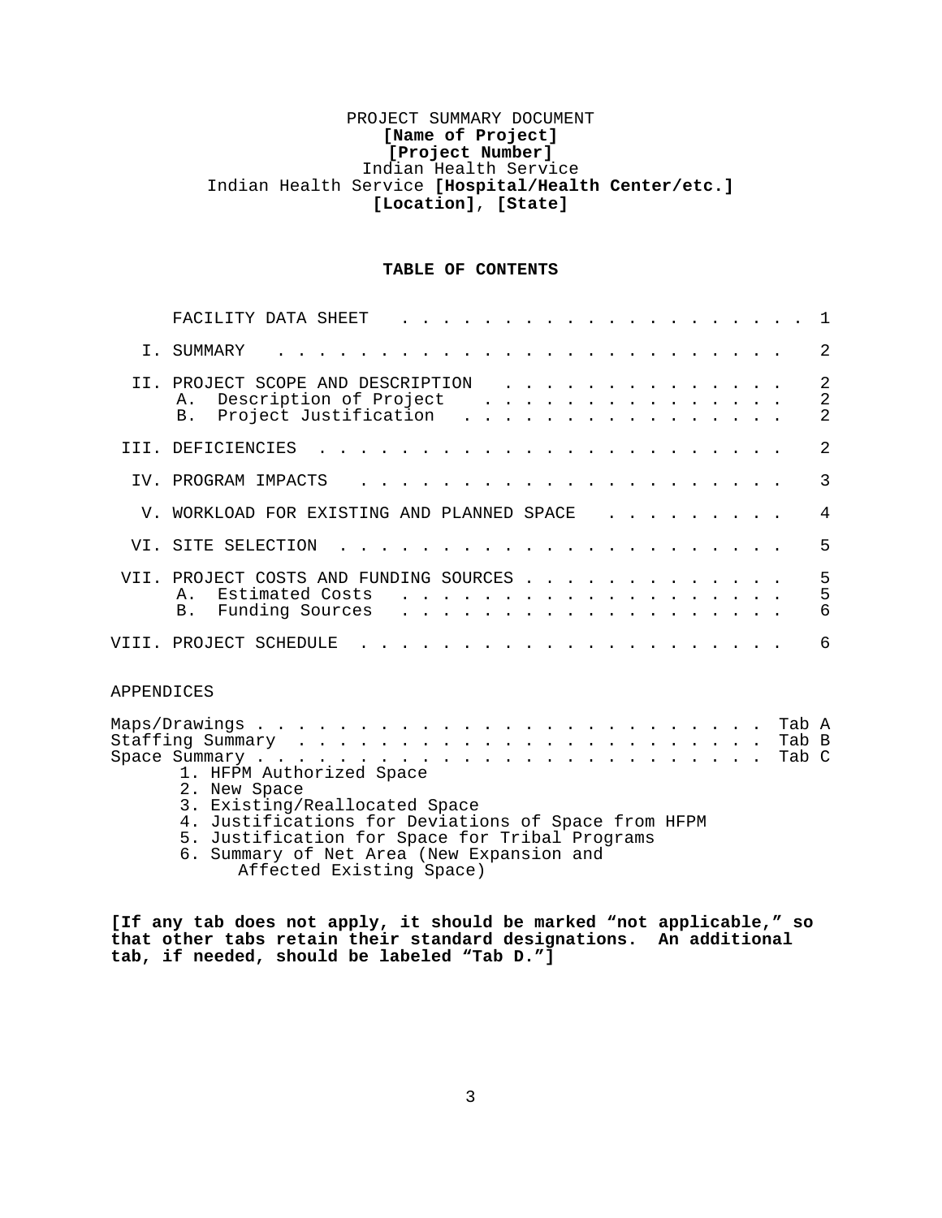PROJECT SUMMARY DOCUMENT
**[Name of Project]**
**[Project Number]**
Indian Health Service
Indian Health Service **[Hospital/Health Center/etc.]**
**[Location]**, **[State]**

## TABLE OF CONTENTS

| | | |
|---|---|---|
| | FACILITY DATA SHEET | 1 |
| I. | SUMMARY | 2 |
| II. | PROJECT SCOPE AND DESCRIPTION | 2 |
| | A. Description of Project | 2 |
| | B. Project Justification | 2 |
| III. | DEFICIENCIES | 2 |
| IV. | PROGRAM IMPACTS | 3 |
| V. | WORKLOAD FOR EXISTING AND PLANNED SPACE | 4 |
| VI. | SITE SELECTION | 5 |
| VII. | PROJECT COSTS AND FUNDING SOURCES | 5 |
| | A. Estimated Costs | 5 |
| | B. Funding Sources | 6 |
| VIII. | PROJECT SCHEDULE | 6 |

APPENDICES

| | |
|---|---|
| Maps/Drawings | Tab A |
| Staffing Summary | Tab B |
| Space Summary | Tab C |

1. HFPM Authorized Space
2. New Space
3. Existing/Reallocated Space
4. Justifications for Deviations of Space from HFPM
5. Justification for Space for Tribal Programs
6. Summary of Net Area (New Expansion and Affected Existing Space)

**[If any tab does not apply, it should be marked "not applicable," so that other tabs retain their standard designations. An additional tab, if needed, should be labeled "Tab D."]**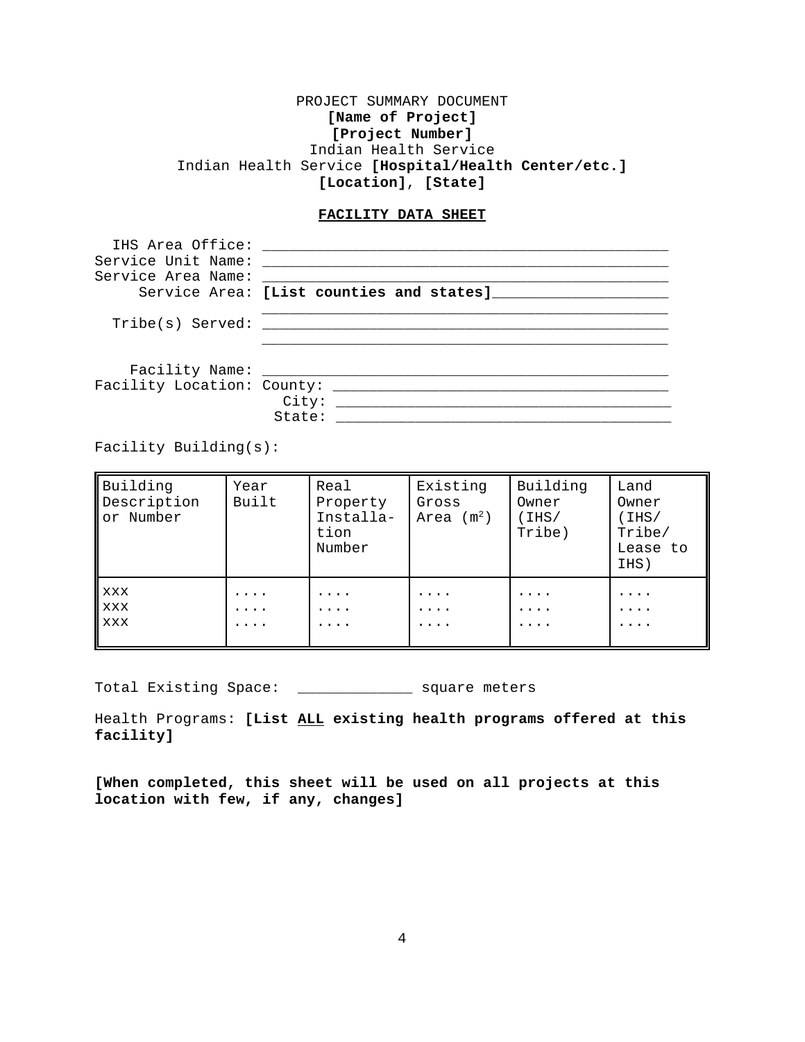PROJECT SUMMARY DOCUMENT
**[Name of Project]**
**[Project Number]**
Indian Health Service
Indian Health Service **[Hospital/Health Center/etc.]**
**[Location]**, **[State]**

## FACILITY DATA SHEET

IHS Area Office: ______________________________________________
Service Unit Name: ______________________________________________
Service Area Name: ______________________________________________
Service Area: **[List counties and states]**____________________
______________________________________________
Tribe(s) Served: ______________________________________________
______________________________________________

Facility Name: ______________________________________________
Facility Location: County: _______________________________________
City: _______________________________________
State: _______________________________________

Facility Building(s):

| Building Description or Number | Year Built | Real Property Installa-tion Number | Existing Gross Area ($m^2$) | Building Owner (IHS/ Tribe) | Land Owner (IHS/ Tribe/ Lease to IHS) |
|---|---|---|---|---|---|
| xxx<br>xxx<br>xxx | ....<br>....<br>.... | ....<br>....<br>.... | ....<br>....<br>.... | ....<br>....<br>.... | ....<br>....<br>.... |

Total Existing Space: _____________ square meters

Health Programs: **[List <u>ALL</u> existing health programs offered at this facility]**

**[When completed, this sheet will be used on all projects at this location with few, if any, changes]**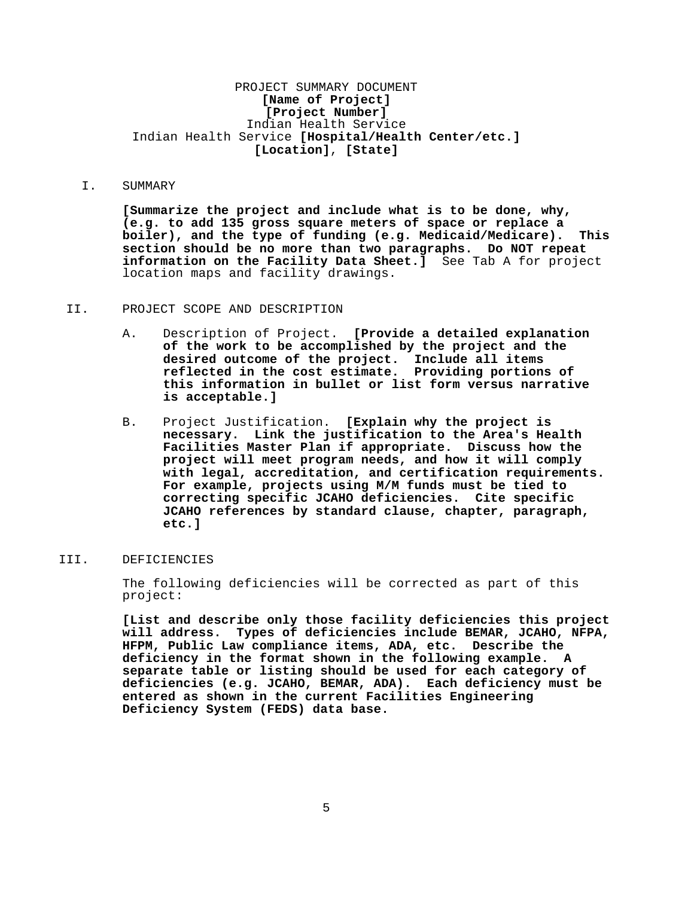PROJECT SUMMARY DOCUMENT
**[Name of Project]**
**[Project Number]**
Indian Health Service
Indian Health Service **[Hospital/Health Center/etc.]**
**[Location]**, **[State]**

## I. SUMMARY

**[Summarize the project and include what is to be done, why, (e.g. to add 135 gross square meters of space or replace a boiler), and the type of funding (e.g. Medicaid/Medicare). This section should be no more than two paragraphs. Do NOT repeat information on the Facility Data Sheet.]** See Tab A for project location maps and facility drawings.

## II. PROJECT SCOPE AND DESCRIPTION

A. Description of Project. **[Provide a detailed explanation of the work to be accomplished by the project and the desired outcome of the project. Include all items reflected in the cost estimate. Providing portions of this information in bullet or list form versus narrative is acceptable.]**

B. Project Justification. **[Explain why the project is necessary. Link the justification to the Area's Health Facilities Master Plan if appropriate. Discuss how the project will meet program needs, and how it will comply with legal, accreditation, and certification requirements. For example, projects using M/M funds must be tied to correcting specific JCAHO deficiencies. Cite specific JCAHO references by standard clause, chapter, paragraph, etc.]**

## III. DEFICIENCIES

The following deficiencies will be corrected as part of this project:

**[List and describe only those facility deficiencies this project will address. Types of deficiencies include BEMAR, JCAHO, NFPA, HFPM, Public Law compliance items, ADA, etc. Describe the deficiency in the format shown in the following example. A separate table or listing should be used for each category of deficiencies (e.g. JCAHO, BEMAR, ADA). Each deficiency must be entered as shown in the current Facilities Engineering Deficiency System (FEDS) data base.**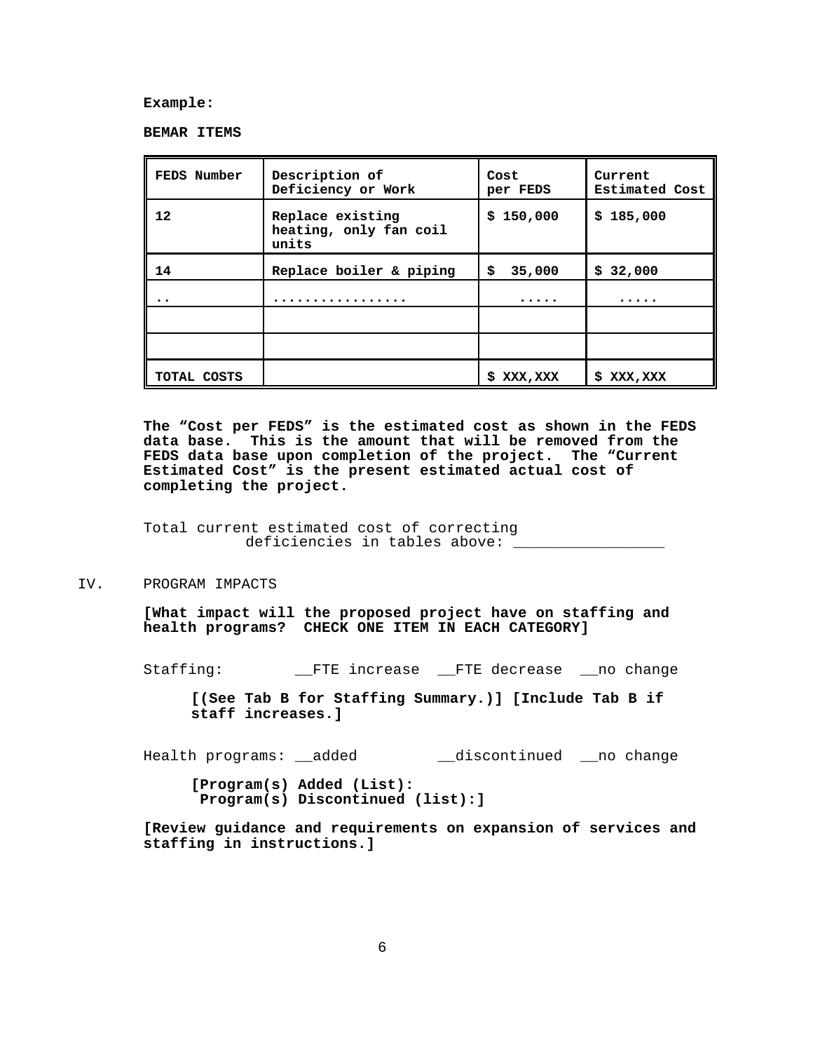**Example:**

**BEMAR ITEMS**

| FEDS Number | Description of Deficiency or Work | Cost per FEDS | Current Estimated Cost |
|---|---|---|---|
| 12 | Replace existing heating, only fan coil units | $ 150,000 | $ 185,000 |
| 14 | Replace boiler & piping | $ 35,000 | $ 32,000 |
| .. | ................ | ..... | ..... |
| | | | |
| | | | |
| TOTAL COSTS | | $ XXX,XXX | $ XXX,XXX |

**The "Cost per FEDS" is the estimated cost as shown in the FEDS data base. This is the amount that will be removed from the FEDS data base upon completion of the project. The "Current Estimated Cost" is the present estimated actual cost of completing the project.**

Total current estimated cost of correcting deficiencies in tables above: ________________

IV. PROGRAM IMPACTS

**[What impact will the proposed project have on staffing and health programs? CHECK ONE ITEM IN EACH CATEGORY]**

Staffing: __FTE increase __FTE decrease __no change

**[(See Tab B for Staffing Summary.)] [Include Tab B if staff increases.]**

Health programs: __added __discontinued __no change

**[Program(s) Added (List):**
**Program(s) Discontinued (list):]**

**[Review guidance and requirements on expansion of services and staffing in instructions.]**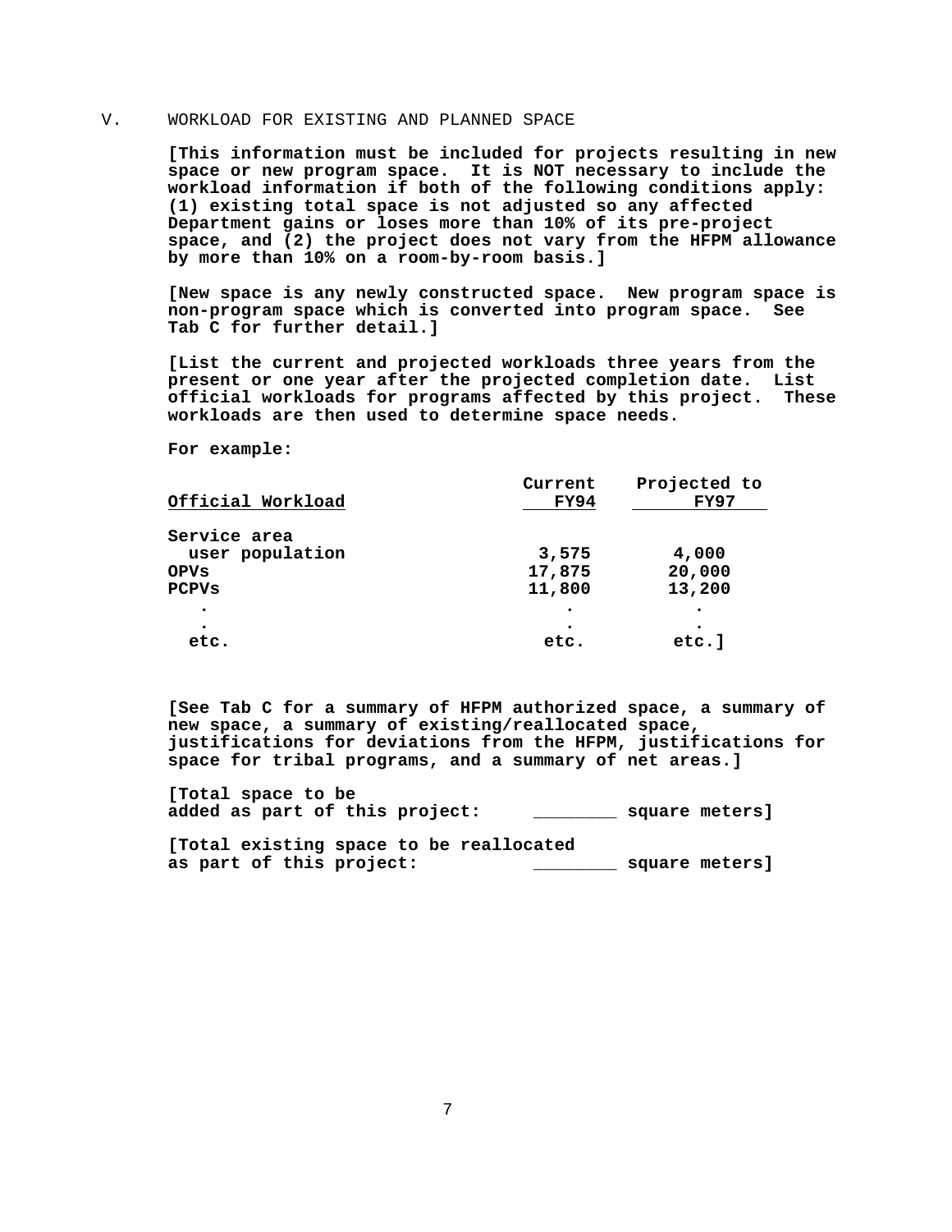## V. WORKLOAD FOR EXISTING AND PLANNED SPACE

**[This information must be included for projects resulting in new space or new program space. It is NOT necessary to include the workload information if both of the following conditions apply: (1) existing total space is not adjusted so any affected Department gains or loses more than 10% of its pre-project space, and (2) the project does not vary from the HFPM allowance by more than 10% on a room-by-room basis.]**

**[New space is any newly constructed space. New program space is non-program space which is converted into program space. See Tab C for further detail.]**

**[List the current and projected workloads three years from the present or one year after the projected completion date. List official workloads for programs affected by this project. These workloads are then used to determine space needs.**

**For example:**

| Official Workload | Current FY94 | Projected to FY97 |
|---|---|---|
| Service area user population | 3,575 | 4,000 |
| OPVs | 17,875 | 20,000 |
| PCPVs | 11,800 | 13,200 |
| . | . | . |
| . | . | . |
| etc. | etc. | etc.] |

**[See Tab C for a summary of HFPM authorized space, a summary of new space, a summary of existing/reallocated space, justifications for deviations from the HFPM, justifications for space for tribal programs, and a summary of net areas.]**

**[Total space to be added as part of this project: ________ square meters]**

**[Total existing space to be reallocated as part of this project: ________ square meters]**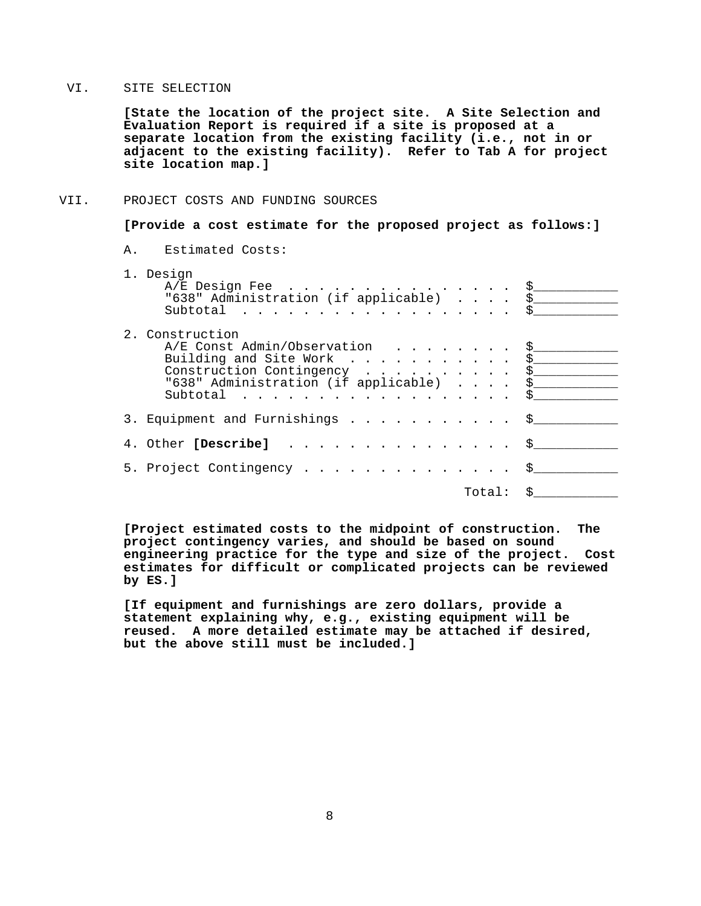## VI. SITE SELECTION

**[State the location of the project site. A Site Selection and Evaluation Report is required if a site is proposed at a separate location from the existing facility (i.e., not in or adjacent to the existing facility). Refer to Tab A for project site location map.]**

## VII. PROJECT COSTS AND FUNDING SOURCES

**[Provide a cost estimate for the proposed project as follows:]**

A. Estimated Costs:

| Item | Amount |
|---|---|
| 1. Design | |
| A/E Design Fee | $___________ |
| "638" Administration (if applicable) | $___________ |
| Subtotal | $___________ |
| 2. Construction | |
| A/E Const Admin/Observation | $___________ |
| Building and Site Work | $___________ |
| Construction Contingency | $___________ |
| "638" Administration (if applicable) | $___________ |
| Subtotal | $___________ |
| 3. Equipment and Furnishings | $___________ |
| 4. Other **[Describe]** | $___________ |
| 5. Project Contingency | $___________ |
| Total: | $___________ |

**[Project estimated costs to the midpoint of construction. The project contingency varies, and should be based on sound engineering practice for the type and size of the project. Cost estimates for difficult or complicated projects can be reviewed by ES.]**

**[If equipment and furnishings are zero dollars, provide a statement explaining why, e.g., existing equipment will be reused. A more detailed estimate may be attached if desired, but the above still must be included.]**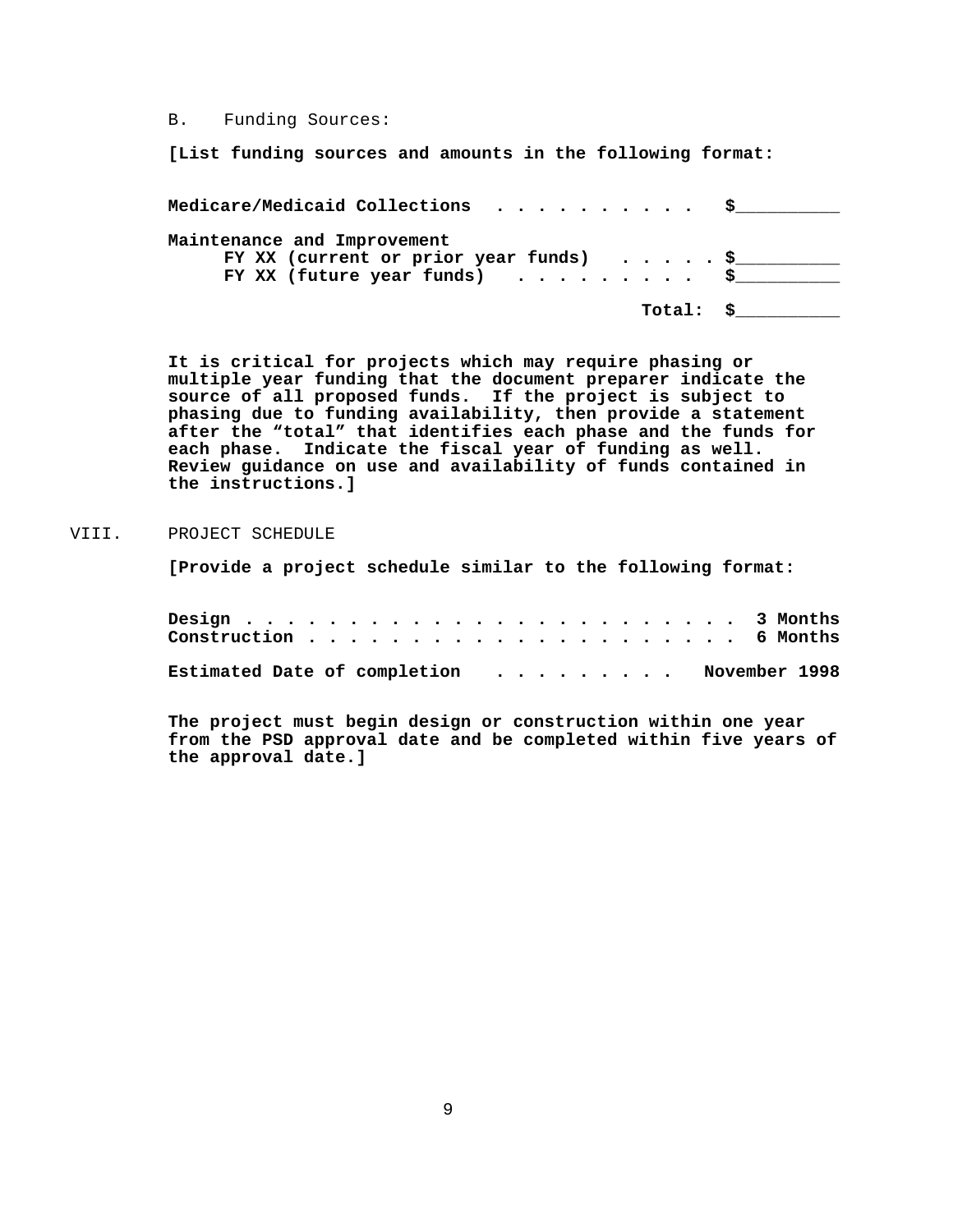B. Funding Sources:

**[List funding sources and amounts in the following format:**

**Medicare/Medicaid Collections . . . . . . . . . . $__________**

**Maintenance and Improvement**
**FY XX (current or prior year funds) . . . . . $__________**
**FY XX (future year funds) . . . . . . . . . $__________**

**Total: $__________**

**It is critical for projects which may require phasing or multiple year funding that the document preparer indicate the source of all proposed funds. If the project is subject to phasing due to funding availability, then provide a statement after the "total" that identifies each phase and the funds for each phase. Indicate the fiscal year of funding as well. Review guidance on use and availability of funds contained in the instructions.]**

VIII. PROJECT SCHEDULE

**[Provide a project schedule similar to the following format:**

**Design . . . . . . . . . . . . . . . . . . . . . . . . 3 Months**
**Construction . . . . . . . . . . . . . . . . . . . . . . 6 Months**

**Estimated Date of completion . . . . . . . . . November 1998**

**The project must begin design or construction within one year from the PSD approval date and be completed within five years of the approval date.]**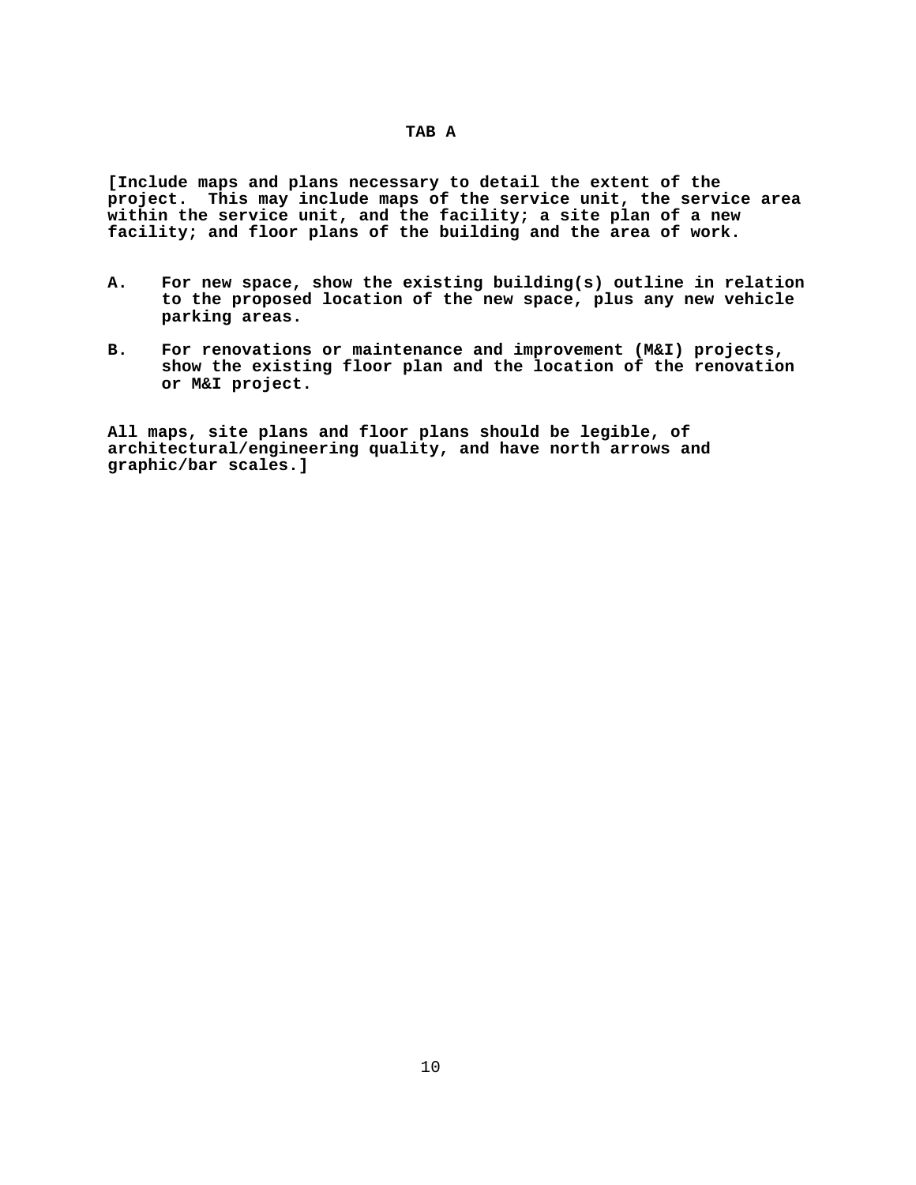# TAB A

**[Include maps and plans necessary to detail the extent of the project. This may include maps of the service unit, the service area within the service unit, and the facility; a site plan of a new facility; and floor plans of the building and the area of work.**

**A. For new space, show the existing building(s) outline in relation to the proposed location of the new space, plus any new vehicle parking areas.**

**B. For renovations or maintenance and improvement (M&I) projects, show the existing floor plan and the location of the renovation or M&I project.**

**All maps, site plans and floor plans should be legible, of architectural/engineering quality, and have north arrows and graphic/bar scales.]**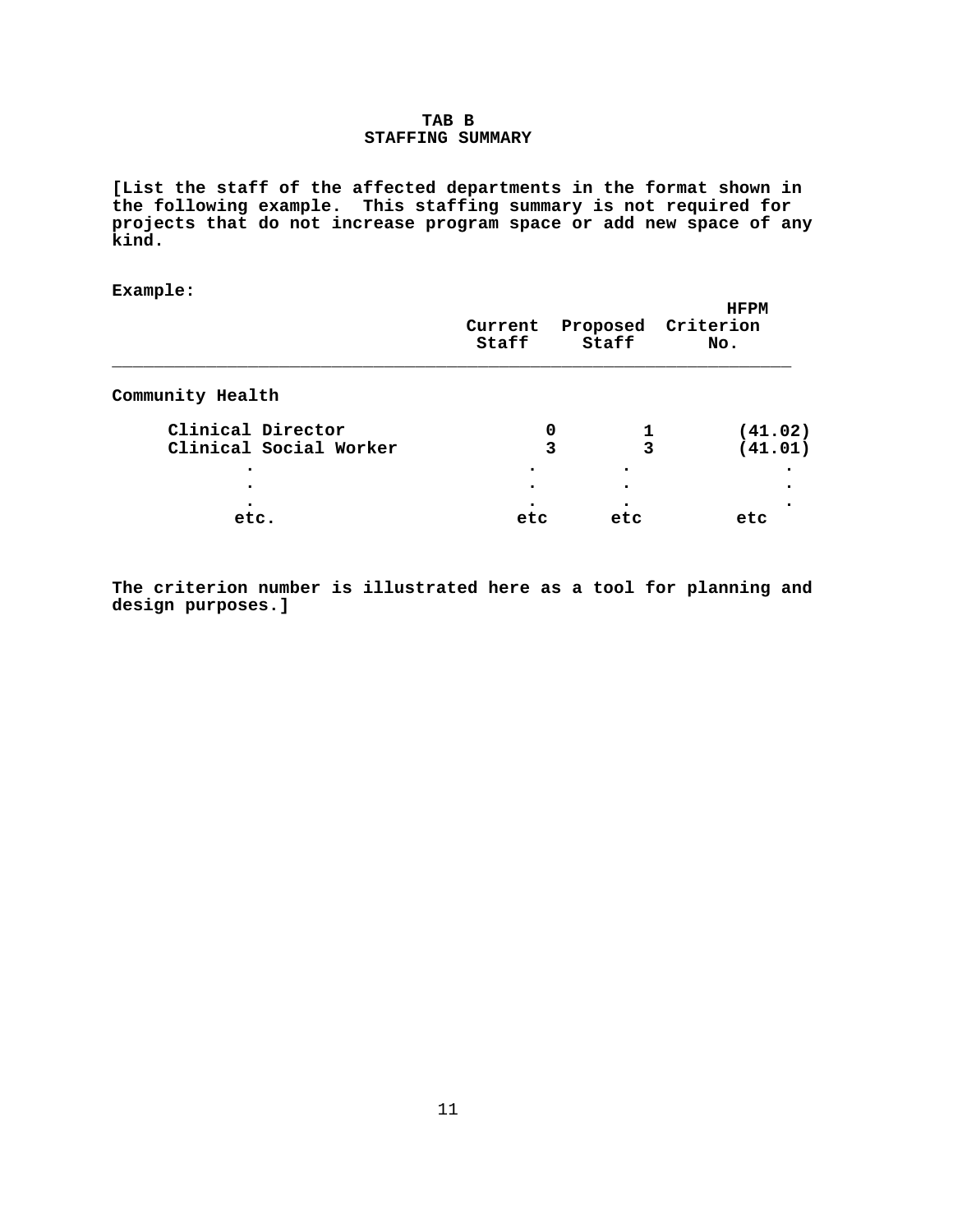# TAB B
## STAFFING SUMMARY

**[List the staff of the affected departments in the format shown in the following example. This staffing summary is not required for projects that do not increase program space or add new space of any kind.**

**Example:**

| | Current Staff | Proposed Staff | HFPM Criterion No. |
|---|---|---|---|
| **Community Health** | | | |
| Clinical Director | 0 | 1 | (41.02) |
| Clinical Social Worker | 3 | 3 | (41.01) |
| . | . | . | . |
| . | . | . | . |
| . | . | . | . |
| etc. | etc | etc | etc |

**The criterion number is illustrated here as a tool for planning and design purposes.]**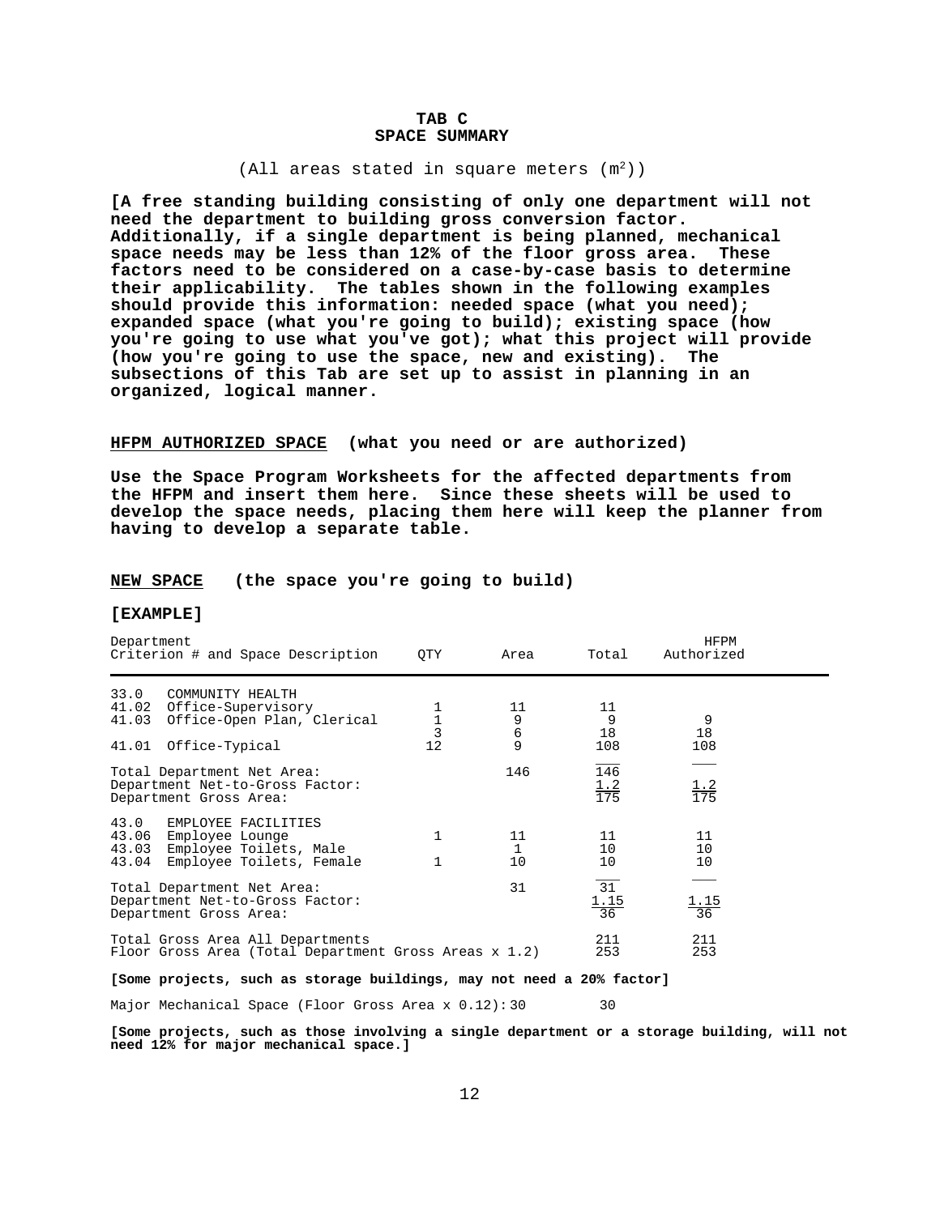# TAB C
# SPACE SUMMARY

(All areas stated in square meters ($m^2$))

**[A free standing building consisting of only one department will not need the department to building gross conversion factor. Additionally, if a single department is being planned, mechanical space needs may be less than 12% of the floor gross area. These factors need to be considered on a case-by-case basis to determine their applicability. The tables shown in the following examples should provide this information: needed space (what you need); expanded space (what you're going to build); existing space (how you're going to use what you've got); what this project will provide (how you're going to use the space, new and existing). The subsections of this Tab are set up to assist in planning in an organized, logical manner.**

## HFPM AUTHORIZED SPACE (what you need or are authorized)

**Use the Space Program Worksheets for the affected departments from the HFPM and insert them here. Since these sheets will be used to develop the space needs, placing them here will keep the planner from having to develop a separate table.**

## NEW SPACE (the space you're going to build)

**[EXAMPLE]**

| Department Criterion # and Space Description | QTY | Area | Total | HFPM Authorized |
|---|---|---|---|---|
| 33.0 COMMUNITY HEALTH | | | | |
| 41.02 Office-Supervisory | 1 | 11 | 11 | |
| 41.03 Office-Open Plan, Clerical | 1 | 9 | 9 | 9 |
| | 3 | 6 | 18 | 18 |
| 41.01 Office-Typical | 12 | 9 | 108 | 108 |
| Total Department Net Area: | | 146 | 146 | |
| Department Net-to-Gross Factor: | | | 1.2 | 1.2 |
| Department Gross Area: | | | 175 | 175 |
| 43.0 EMPLOYEE FACILITIES | | | | |
| 43.06 Employee Lounge | 1 | 11 | 11 | 11 |
| 43.03 Employee Toilets, Male | | 1 | 10 | 10 |
| 43.04 Employee Toilets, Female | 1 | 10 | 10 | 10 |
| Total Department Net Area: | | 31 | 31 | |
| Department Net-to-Gross Factor: | | | 1.15 | 1.15 |
| Department Gross Area: | | | 36 | 36 |
| Total Gross Area All Departments | | | 211 | 211 |
| Floor Gross Area (Total Department Gross Areas x 1.2) | | | 253 | 253 |

**[Some projects, such as storage buildings, may not need a 20% factor]**

Major Mechanical Space (Floor Gross Area x 0.12): 30 &nbsp;&nbsp;&nbsp;&nbsp; 30

**[Some projects, such as those involving a single department or a storage building, will not need 12% for major mechanical space.]**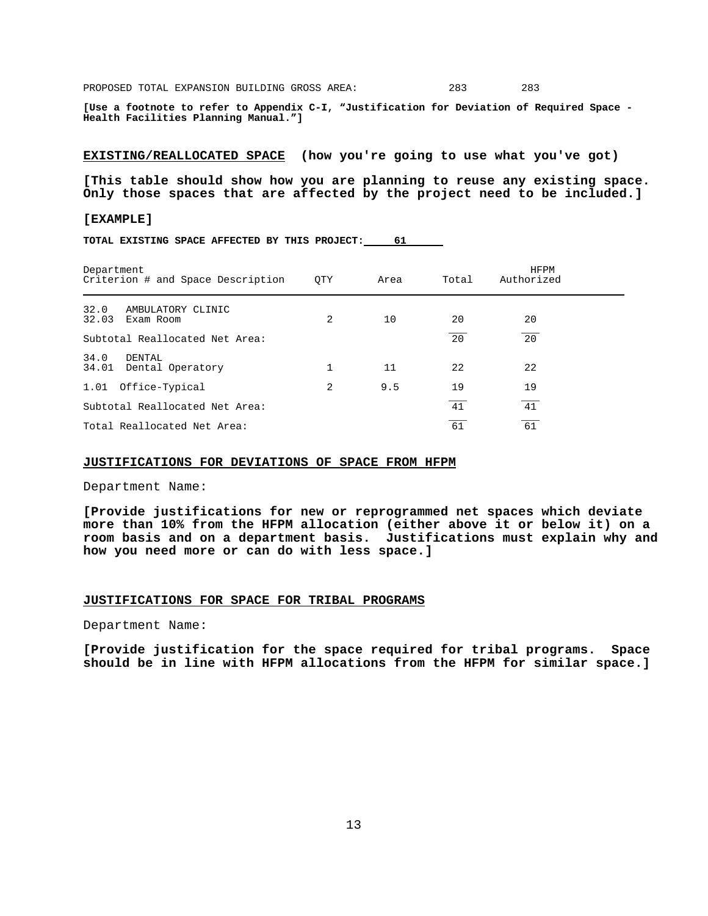PROPOSED TOTAL EXPANSION BUILDING GROSS AREA: 283 283

**[Use a footnote to refer to Appendix C-I, "Justification for Deviation of Required Space - Health Facilities Planning Manual."]**

**<u>EXISTING/REALLOCATED SPACE</u> (how you're going to use what you've got)**

**[This table should show how you are planning to reuse any existing space. Only those spaces that are affected by the project need to be included.]**

**[EXAMPLE]**

**TOTAL EXISTING SPACE AFFECTED BY THIS PROJECT: 61**

| Department<br>Criterion # and Space Description | QTY | Area | Total | HFPM Authorized |
|---|---|---|---|---|
| 32.0 AMBULATORY CLINIC | | | | |
| 32.03 Exam Room | 2 | 10 | 20 | 20 |
| Subtotal Reallocated Net Area: | | | 20 | 20 |
| 34.0 DENTAL | | | | |
| 34.01 Dental Operatory | 1 | 11 | 22 | 22 |
| 1.01 Office-Typical | 2 | 9.5 | 19 | 19 |
| Subtotal Reallocated Net Area: | | | 41 | 41 |
| Total Reallocated Net Area: | | | 61 | 61 |

**<u>JUSTIFICATIONS FOR DEVIATIONS OF SPACE FROM HFPM</u>**

Department Name:

**[Provide justifications for new or reprogrammed net spaces which deviate more than 10% from the HFPM allocation (either above it or below it) on a room basis and on a department basis. Justifications must explain why and how you need more or can do with less space.]**

**<u>JUSTIFICATIONS FOR SPACE FOR TRIBAL PROGRAMS</u>**

Department Name:

**[Provide justification for the space required for tribal programs. Space should be in line with HFPM allocations from the HFPM for similar space.]**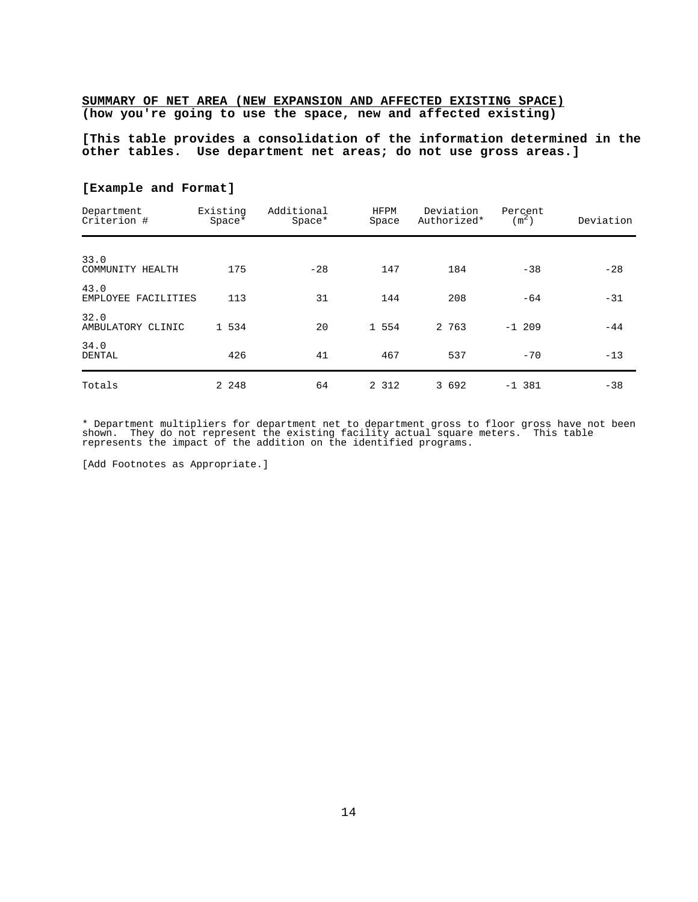**SUMMARY OF NET AREA (NEW EXPANSION AND AFFECTED EXISTING SPACE)**
**(how you're going to use the space, new and affected existing)**

**[This table provides a consolidation of the information determined in the other tables. Use department net areas; do not use gross areas.]**

**[Example and Format]**

| Department Criterion # | Existing Space* | Additional Space* | HFPM Space | Deviation Authorized* | Percent ($m^2$) | Deviation |
|---|---|---|---|---|---|---|
| 33.0 COMMUNITY HEALTH | 175 | -28 | 147 | 184 | -38 | -28 |
| 43.0 EMPLOYEE FACILITIES | 113 | 31 | 144 | 208 | -64 | -31 |
| 32.0 AMBULATORY CLINIC | 1 534 | 20 | 1 554 | 2 763 | -1 209 | -44 |
| 34.0 DENTAL | 426 | 41 | 467 | 537 | -70 | -13 |
| Totals | 2 248 | 64 | 2 312 | 3 692 | -1 381 | -38 |

* Department multipliers for department net to department gross to floor gross have not been shown. They do not represent the existing facility actual square meters. This table represents the impact of the addition on the identified programs.

[Add Footnotes as Appropriate.]